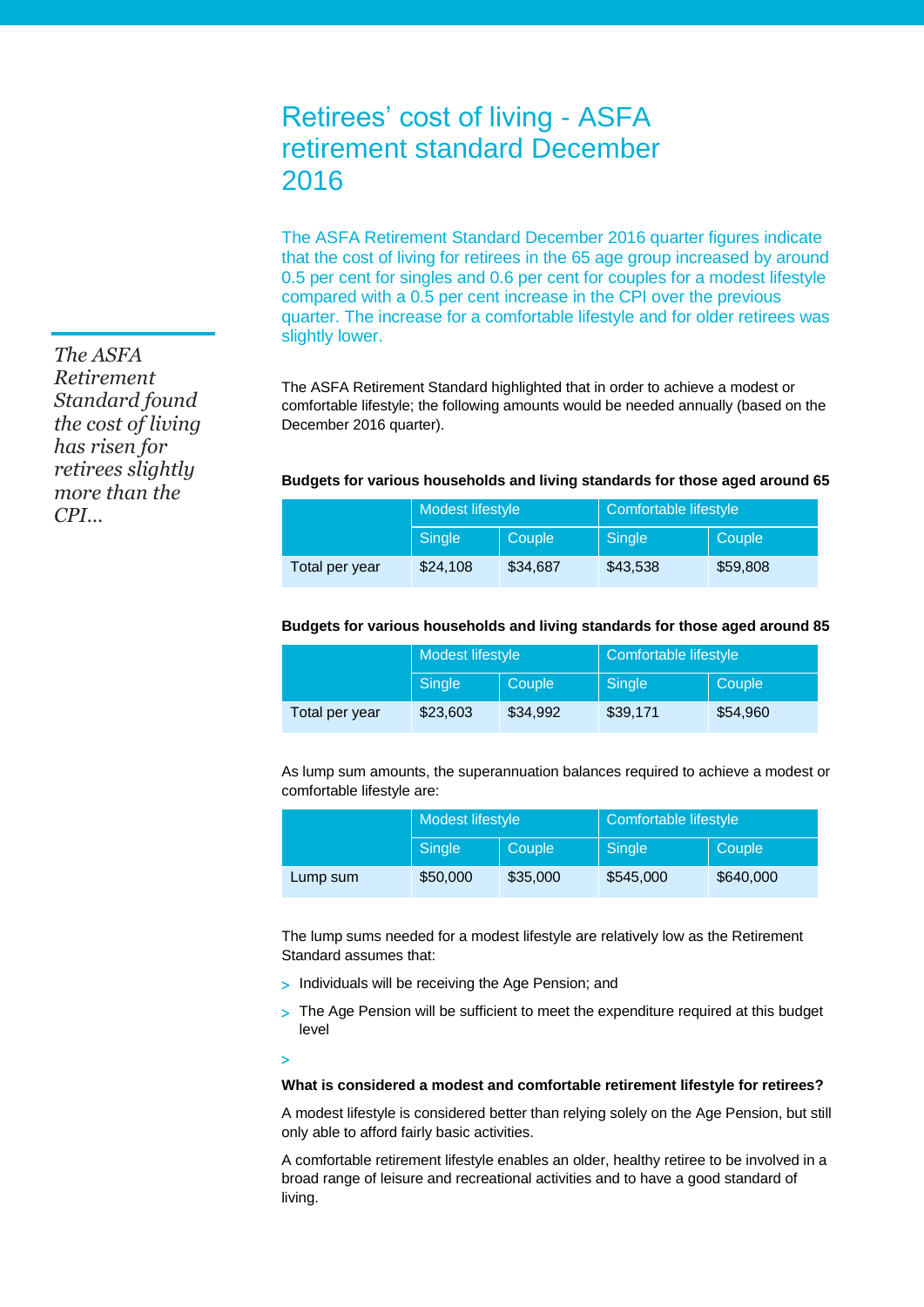# Retirees' cost of living - ASFA retirement standard December 2016

The ASFA Retirement Standard December 2016 quarter figures indicate that the cost of living for retirees in the 65 age group increased by around 0.5 per cent for singles and 0.6 per cent for couples for a modest lifestyle compared with a 0.5 per cent increase in the CPI over the previous quarter. The increase for a comfortable lifestyle and for older retirees was slightly lower.

*The ASFA Retirement Standard found the cost of living has risen for retirees slightly more than the CPI...*

The ASFA Retirement Standard highlighted that in order to achieve a modest or comfortable lifestyle; the following amounts would be needed annually (based on the December 2016 quarter).

**Budgets for various households and living standards for those aged around 65**

| | Modest lifestyle | | Comfortable lifestyle | |
|---|---|---|---|---|
| | Single | Couple | Single | Couple |
| Total per year | $24,108 | $34,687 | $43,538 | $59,808 |

**Budgets for various households and living standards for those aged around 85**

| | Modest lifestyle | | Comfortable lifestyle | |
|---|---|---|---|---|
| | Single | Couple | Single | Couple |
| Total per year | $23,603 | $34,992 | $39,171 | $54,960 |

As lump sum amounts, the superannuation balances required to achieve a modest or comfortable lifestyle are:

| | Modest lifestyle | | Comfortable lifestyle | |
|---|---|---|---|---|
| | Single | Couple | Single | Couple |
| Lump sum | $50,000 | $35,000 | $545,000 | $640,000 |

The lump sums needed for a modest lifestyle are relatively low as the Retirement Standard assumes that:

- Individuals will be receiving the Age Pension; and
- The Age Pension will be sufficient to meet the expenditure required at this budget level

**What is considered a modest and comfortable retirement lifestyle for retirees?**

A modest lifestyle is considered better than relying solely on the Age Pension, but still only able to afford fairly basic activities.

A comfortable retirement lifestyle enables an older, healthy retiree to be involved in a broad range of leisure and recreational activities and to have a good standard of living.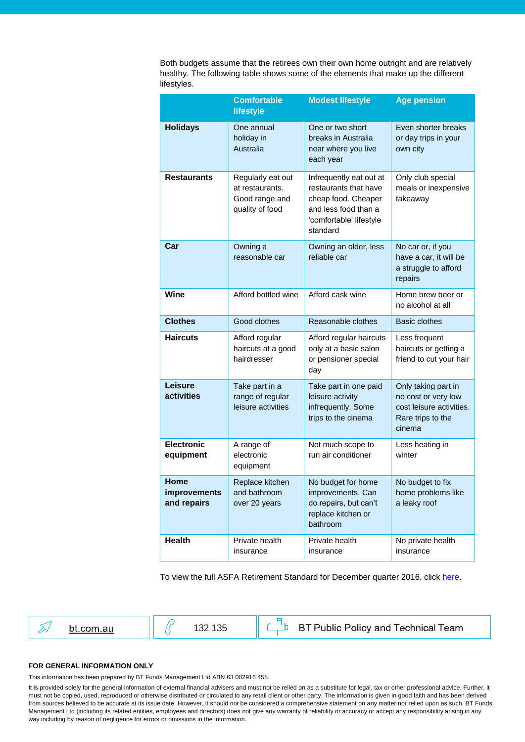Both budgets assume that the retirees own their own home outright and are relatively healthy. The following table shows some of the elements that make up the different lifestyles.

| | Comfortable lifestyle | Modest lifestyle | Age pension |
|---|---|---|---|
| **Holidays** | One annual holiday in Australia | One or two short breaks in Australia near where you live each year | Even shorter breaks or day trips in your own city |
| **Restaurants** | Regularly eat out at restaurants. Good range and quality of food | Infrequently eat out at restaurants that have cheap food. Cheaper and less food than a 'comfortable' lifestyle standard | Only club special meals or inexpensive takeaway |
| **Car** | Owning a reasonable car | Owning an older, less reliable car | No car or, if you have a car, it will be a struggle to afford repairs |
| **Wine** | Afford bottled wine | Afford cask wine | Home brew beer or no alcohol at all |
| **Clothes** | Good clothes | Reasonable clothes | Basic clothes |
| **Haircuts** | Afford regular haircuts at a good hairdresser | Afford regular haircuts only at a basic salon or pensioner special day | Less frequent haircuts or getting a friend to cut your hair |
| **Leisure activities** | Take part in a range of regular leisure activities | Take part in one paid leisure activity infrequently. Some trips to the cinema | Only taking part in no cost or very low cost leisure activities. Rare trips to the cinema |
| **Electronic equipment** | A range of electronic equipment | Not much scope to run air conditioner | Less heating in winter |
| **Home improvements and repairs** | Replace kitchen and bathroom over 20 years | No budget for home improvements. Can do repairs, but can't replace kitchen or bathroom | No budget to fix home problems like a leaky roof |
| **Health** | Private health insurance | Private health insurance | No private health insurance |

To view the full ASFA Retirement Standard for December quarter 2016, click here.

bt.com.au | 132 135 | BT Public Policy and Technical Team

**FOR GENERAL INFORMATION ONLY**

This information has been prepared by BT Funds Management Ltd ABN 63 002916 458.

It is provided solely for the general information of external financial advisers and must not be relied on as a substitute for legal, tax or other professional advice. Further, it must not be copied, used, reproduced or otherwise distributed or circulated to any retail client or other party. The information is given in good faith and has been derived from sources believed to be accurate at its issue date. However, it should not be considered a comprehensive statement on any matter nor relied upon as such. BT Funds Management Ltd (including its related entities, employees and directors) does not give any warranty of reliability or accuracy or accept any responsibility arising in any way including by reason of negligence for errors or omissions in the information.